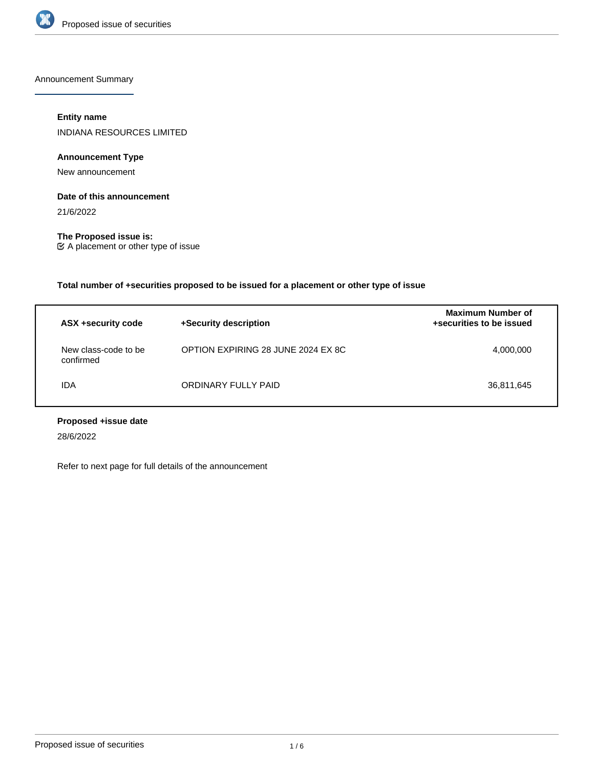## Announcement Summary

**Entity name**

INDIANA RESOURCES LIMITED

**Announcement Type**

New announcement

**Date of this announcement**

21/6/2022

**The Proposed issue is:**

☑ A placement or other type of issue

**Total number of +securities proposed to be issued for a placement or other type of issue**

| ASX +security code | +Security description | Maximum Number of +securities to be issued |
|---|---|---|
| New class-code to be confirmed | OPTION EXPIRING 28 JUNE 2024 EX 8C | 4,000,000 |
| IDA | ORDINARY FULLY PAID | 36,811,645 |

**Proposed +issue date**

28/6/2022

Refer to next page for full details of the announcement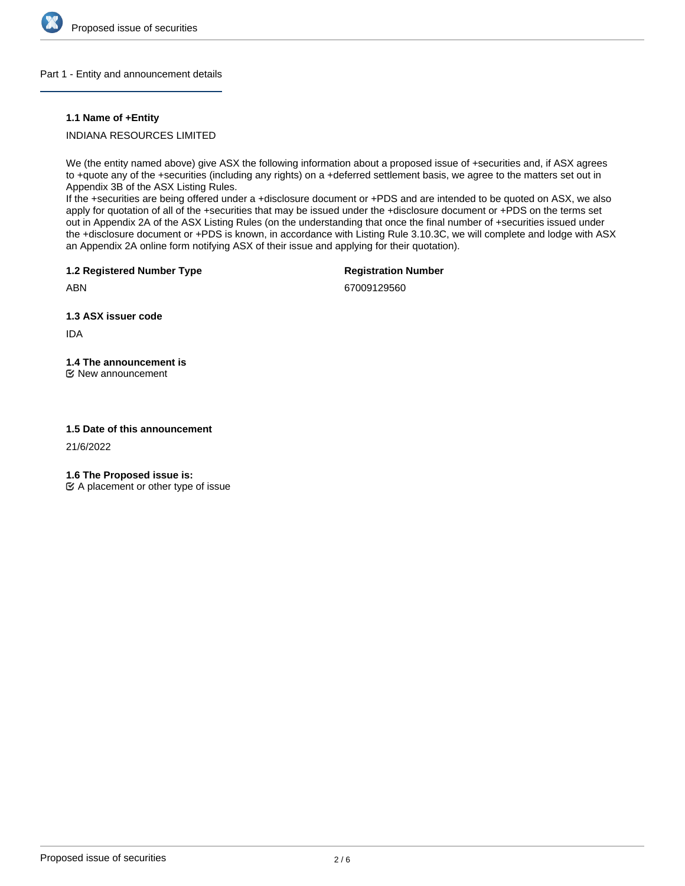## Part 1 - Entity and announcement details

**1.1 Name of +Entity**

INDIANA RESOURCES LIMITED

We (the entity named above) give ASX the following information about a proposed issue of +securities and, if ASX agrees to +quote any of the +securities (including any rights) on a +deferred settlement basis, we agree to the matters set out in Appendix 3B of the ASX Listing Rules.
If the +securities are being offered under a +disclosure document or +PDS and are intended to be quoted on ASX, we also apply for quotation of all of the +securities that may be issued under the +disclosure document or +PDS on the terms set out in Appendix 2A of the ASX Listing Rules (on the understanding that once the final number of +securities issued under the +disclosure document or +PDS is known, in accordance with Listing Rule 3.10.3C, we will complete and lodge with ASX an Appendix 2A online form notifying ASX of their issue and applying for their quotation).

**1.2 Registered Number Type**

ABN

**Registration Number**

67009129560

**1.3 ASX issuer code**

IDA

**1.4 The announcement is**

☑ New announcement

**1.5 Date of this announcement**

21/6/2022

**1.6 The Proposed issue is:**

☑ A placement or other type of issue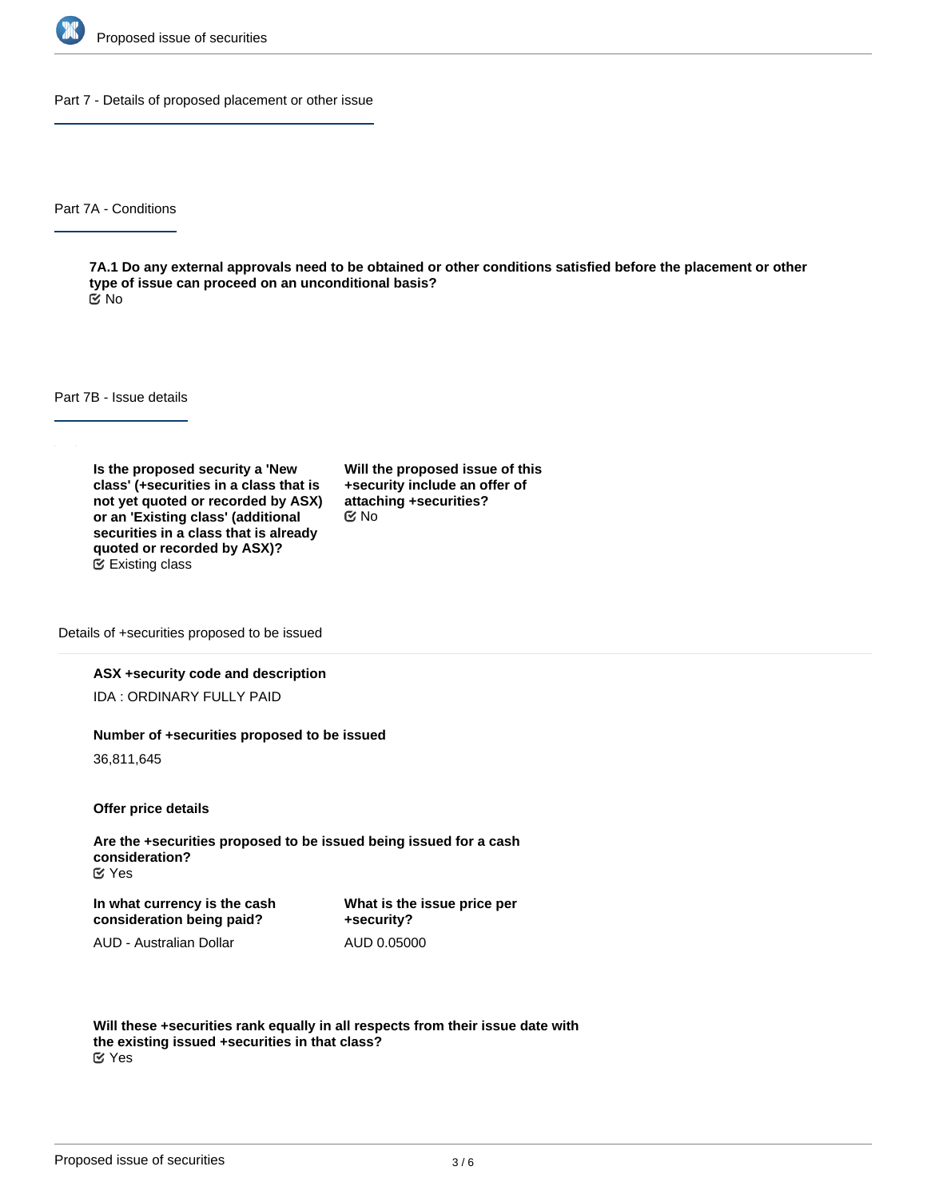## Part 7 - Details of proposed placement or other issue

### Part 7A - Conditions

**7A.1 Do any external approvals need to be obtained or other conditions satisfied before the placement or other type of issue can proceed on an unconditional basis?**

No

### Part 7B - Issue details

**Is the proposed security a 'New class' (+securities in a class that is not yet quoted or recorded by ASX) or an 'Existing class' (additional securities in a class that is already quoted or recorded by ASX)?**

Existing class

**Will the proposed issue of this +security include an offer of attaching +securities?**

No

#### Details of +securities proposed to be issued

**ASX +security code and description**

IDA : ORDINARY FULLY PAID

**Number of +securities proposed to be issued**

36,811,645

**Offer price details**

**Are the +securities proposed to be issued being issued for a cash consideration?**

Yes

**In what currency is the cash consideration being paid?**

AUD - Australian Dollar

**What is the issue price per +security?**

AUD 0.05000

**Will these +securities rank equally in all respects from their issue date with the existing issued +securities in that class?**

Yes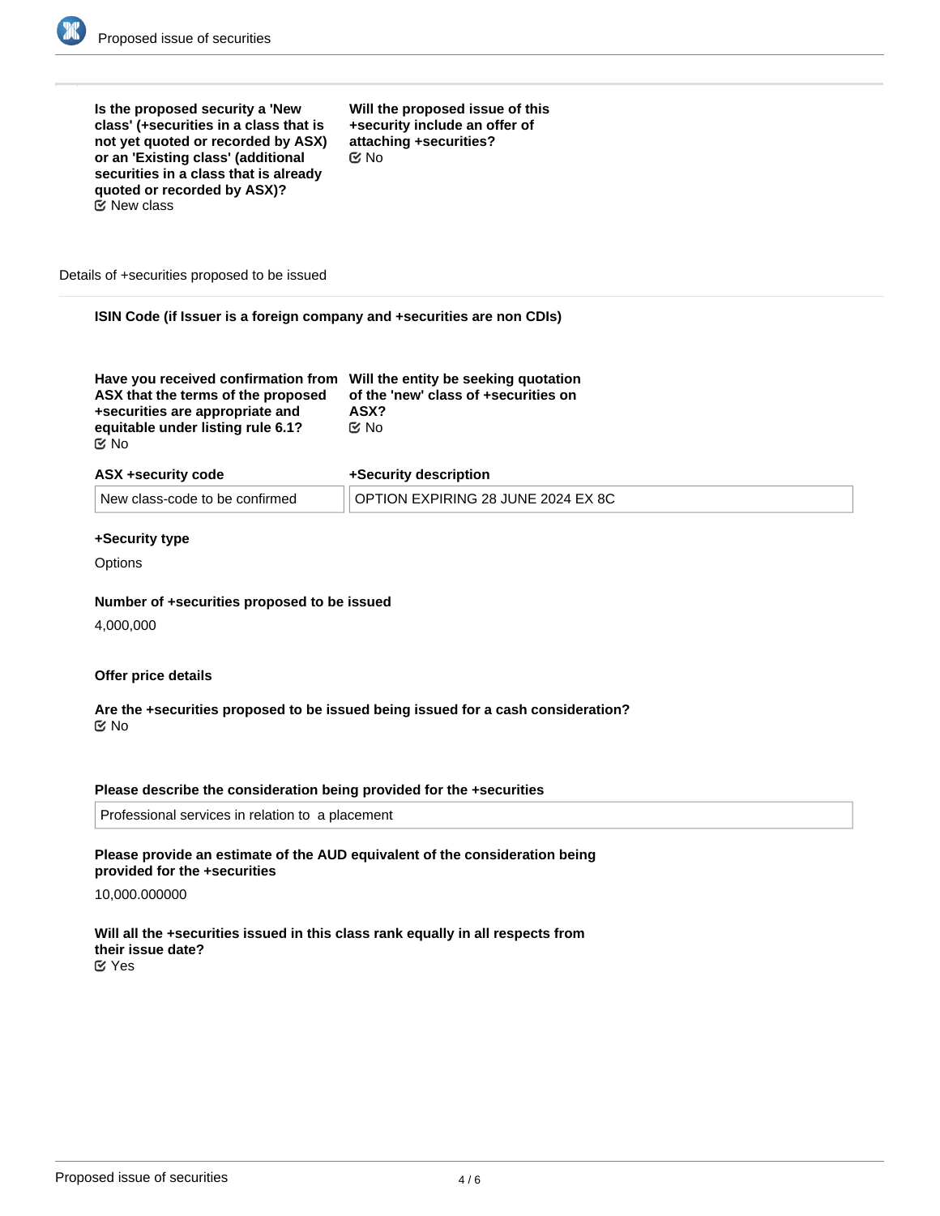**Is the proposed security a 'New class' (+securities in a class that is not yet quoted or recorded by ASX) or an 'Existing class' (additional securities in a class that is already quoted or recorded by ASX)?**
☑ New class

**Will the proposed issue of this +security include an offer of attaching +securities?**
☑ No

Details of +securities proposed to be issued

**ISIN Code (if Issuer is a foreign company and +securities are non CDIs)**

**Have you received confirmation from ASX that the terms of the proposed +securities are appropriate and equitable under listing rule 6.1?**
☑ No

**Will the entity be seeking quotation of the 'new' class of +securities on ASX?**
☑ No

| ASX +security code | +Security description |
|---|---|
| New class-code to be confirmed | OPTION EXPIRING 28 JUNE 2024 EX 8C |

**+Security type**

Options

**Number of +securities proposed to be issued**

4,000,000

**Offer price details**

**Are the +securities proposed to be issued being issued for a cash consideration?**
☑ No

**Please describe the consideration being provided for the +securities**

Professional services in relation to a placement

**Please provide an estimate of the AUD equivalent of the consideration being provided for the +securities**

10,000.000000

**Will all the +securities issued in this class rank equally in all respects from their issue date?**
☑ Yes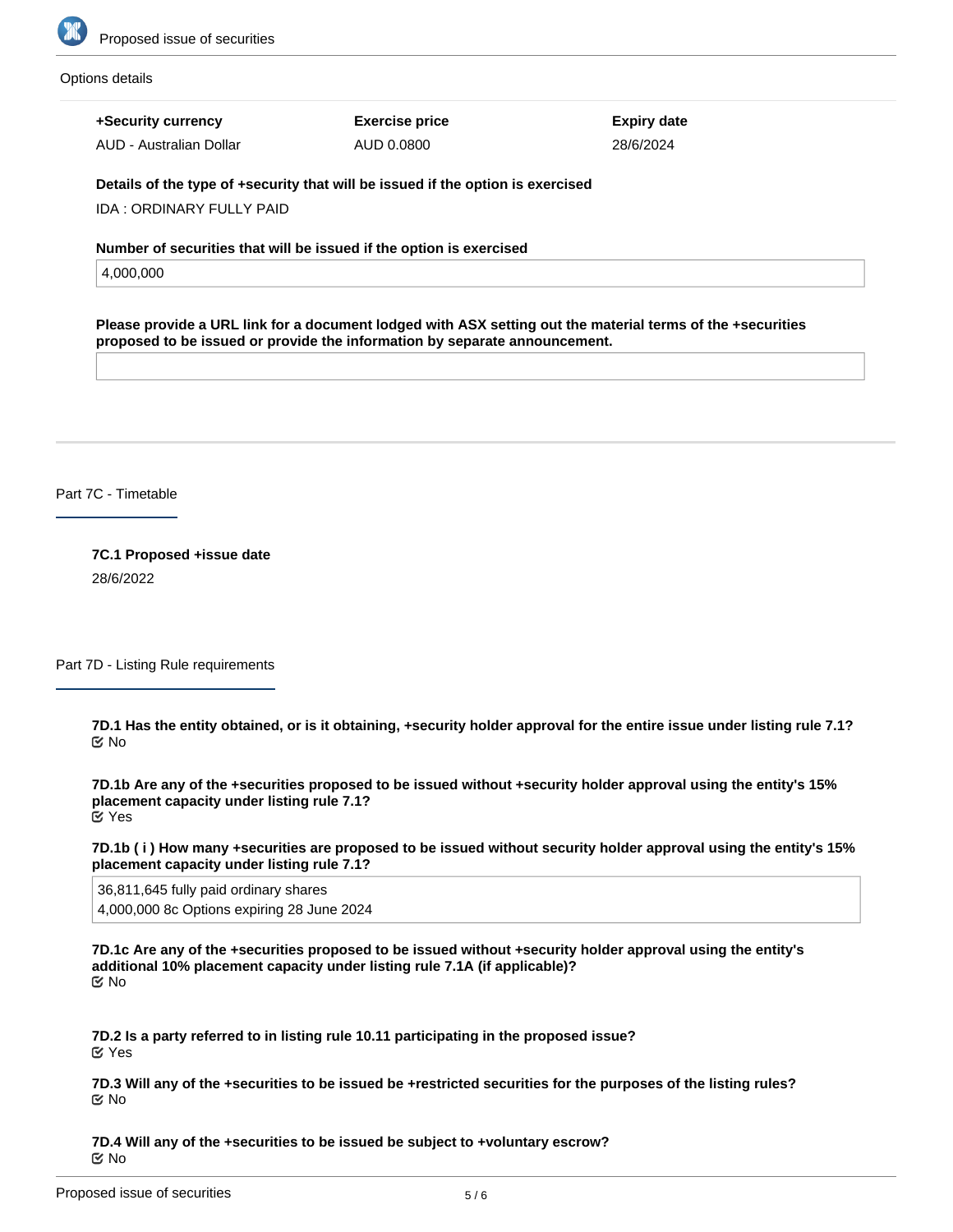Options details

| +Security currency | Exercise price | Expiry date |
| --- | --- | --- |
| AUD - Australian Dollar | AUD 0.0800 | 28/6/2024 |

**Details of the type of +security that will be issued if the option is exercised**

IDA : ORDINARY FULLY PAID

**Number of securities that will be issued if the option is exercised**

4,000,000

**Please provide a URL link for a document lodged with ASX setting out the material terms of the +securities proposed to be issued or provide the information by separate announcement.**

## Part 7C - Timetable

**7C.1 Proposed +issue date**

28/6/2022

## Part 7D - Listing Rule requirements

**7D.1 Has the entity obtained, or is it obtaining, +security holder approval for the entire issue under listing rule 7.1?**

No

**7D.1b Are any of the +securities proposed to be issued without +security holder approval using the entity's 15% placement capacity under listing rule 7.1?**

Yes

**7D.1b ( i ) How many +securities are proposed to be issued without security holder approval using the entity's 15% placement capacity under listing rule 7.1?**

36,811,645 fully paid ordinary shares
4,000,000 8c Options expiring 28 June 2024

**7D.1c Are any of the +securities proposed to be issued without +security holder approval using the entity's additional 10% placement capacity under listing rule 7.1A (if applicable)?**

No

**7D.2 Is a party referred to in listing rule 10.11 participating in the proposed issue?**

Yes

**7D.3 Will any of the +securities to be issued be +restricted securities for the purposes of the listing rules?**

No

**7D.4 Will any of the +securities to be issued be subject to +voluntary escrow?**

No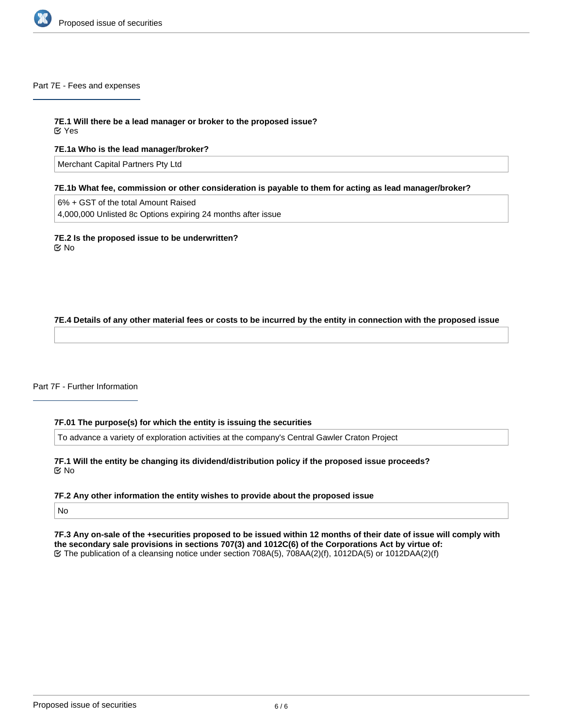## Part 7E - Fees and expenses

**7E.1 Will there be a lead manager or broker to the proposed issue?**

☑ Yes

**7E.1a Who is the lead manager/broker?**

Merchant Capital Partners Pty Ltd

**7E.1b What fee, commission or other consideration is payable to them for acting as lead manager/broker?**

6% + GST of the total Amount Raised
4,000,000 Unlisted 8c Options expiring 24 months after issue

**7E.2 Is the proposed issue to be underwritten?**

☑ No

**7E.4 Details of any other material fees or costs to be incurred by the entity in connection with the proposed issue**

## Part 7F - Further Information

**7F.01 The purpose(s) for which the entity is issuing the securities**

To advance a variety of exploration activities at the company's Central Gawler Craton Project

**7F.1 Will the entity be changing its dividend/distribution policy if the proposed issue proceeds?**

☑ No

**7F.2 Any other information the entity wishes to provide about the proposed issue**

No

**7F.3 Any on-sale of the +securities proposed to be issued within 12 months of their date of issue will comply with the secondary sale provisions in sections 707(3) and 1012C(6) of the Corporations Act by virtue of:**

☑ The publication of a cleansing notice under section 708A(5), 708AA(2)(f), 1012DA(5) or 1012DAA(2)(f)